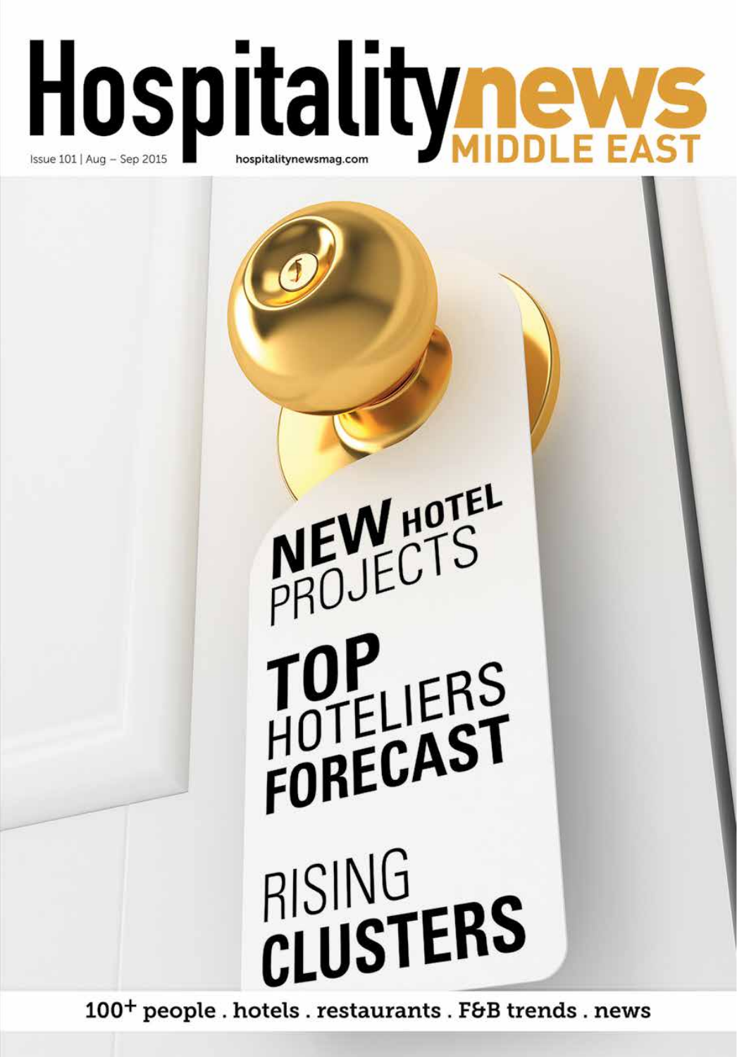# Hospitality news MIDDLE EAST

Issue 101 | Aug – Sep 2015

hospitalitynewsmag.com

NEW HOTEL PROJECTS

TOP HOTELIERS FORECAST

RISING CLUSTERS

100+ people . hotels . restaurants . F&B trends . news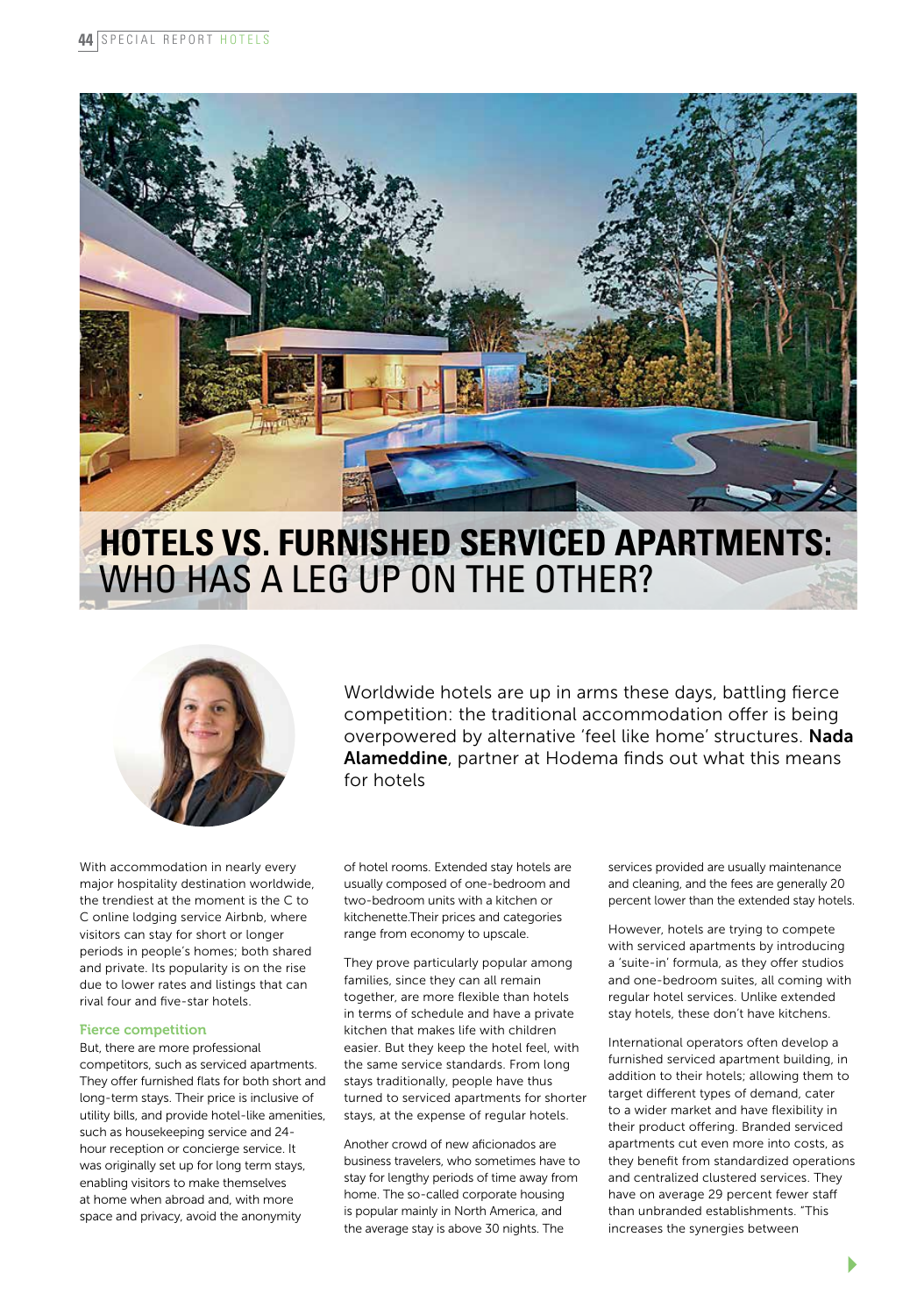# HOTELS VS. FURNISHED SERVICED APARTMENTS: WHO HAS A LEG UP ON THE OTHER?

Worldwide hotels are up in arms these days, battling fierce competition: the traditional accommodation offer is being overpowered by alternative 'feel like home' structures. **Nada Alameddine**, partner at Hodema finds out what this means for hotels

With accommodation in nearly every major hospitality destination worldwide, the trendiest at the moment is the C to C online lodging service Airbnb, where visitors can stay for short or longer periods in people's homes; both shared and private. Its popularity is on the rise due to lower rates and listings that can rival four and five-star hotels.

## Fierce competition

But, there are more professional competitors, such as serviced apartments. They offer furnished flats for both short and long-term stays. Their price is inclusive of utility bills, and provide hotel-like amenities, such as housekeeping service and 24-hour reception or concierge service. It was originally set up for long term stays, enabling visitors to make themselves at home when abroad and, with more space and privacy, avoid the anonymity of hotel rooms. Extended stay hotels are usually composed of one-bedroom and two-bedroom units with a kitchen or kitchenette.Their prices and categories range from economy to upscale.

They prove particularly popular among families, since they can all remain together, are more flexible than hotels in terms of schedule and have a private kitchen that makes life with children easier. But they keep the hotel feel, with the same service standards. From long stays traditionally, people have thus turned to serviced apartments for shorter stays, at the expense of regular hotels.

Another crowd of new aficionados are business travelers, who sometimes have to stay for lengthy periods of time away from home. The so-called corporate housing is popular mainly in North America, and the average stay is above 30 nights. The services provided are usually maintenance and cleaning, and the fees are generally 20 percent lower than the extended stay hotels.

However, hotels are trying to compete with serviced apartments by introducing a 'suite-in' formula, as they offer studios and one-bedroom suites, all coming with regular hotel services. Unlike extended stay hotels, these don't have kitchens.

International operators often develop a furnished serviced apartment building, in addition to their hotels; allowing them to target different types of demand, cater to a wider market and have flexibility in their product offering. Branded serviced apartments cut even more into costs, as they benefit from standardized operations and centralized clustered services. They have on average 29 percent fewer staff than unbranded establishments. "This increases the synergies between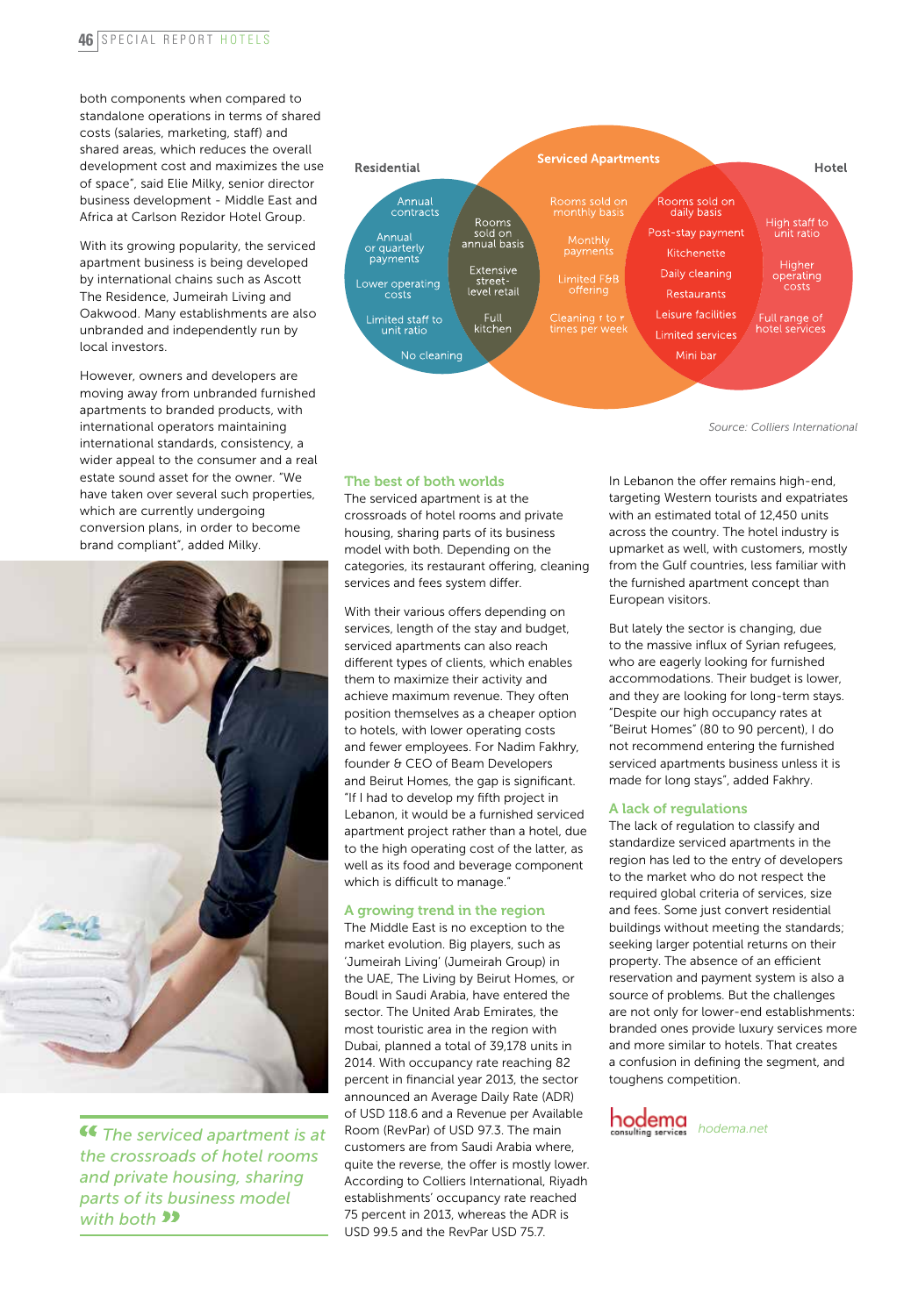both components when compared to standalone operations in terms of shared costs (salaries, marketing, staff) and shared areas, which reduces the overall development cost and maximizes the use of space", said Elie Milky, senior director business development - Middle East and Africa at Carlson Rezidor Hotel Group.

With its growing popularity, the serviced apartment business is being developed by international chains such as Ascott The Residence, Jumeirah Living and Oakwood. Many establishments are also unbranded and independently run by local investors.

However, owners and developers are moving away from unbranded furnished apartments to branded products, with international operators maintaining international standards, consistency, a wider appeal to the consumer and a real estate sound asset for the owner. "We have taken over several such properties, which are currently undergoing conversion plans, in order to become brand compliant", added Milky.

Residential
Serviced Apartments
Hotel

Annual contracts
Annual or quarterly payments
Lower operating costs
Limited staff to unit ratio
No cleaning

Rooms sold on annual basis
Extensive street-level retail
Full kitchen

Rooms sold on monthly basis
Monthly payments
Limited F&B offering
Cleaning 1 to 7 times per week

Rooms sold on daily basis
Post-stay payment
Kitchenette
Daily cleaning
Restaurants
Leisure facilities
Limited services
Mini bar

High staff to unit ratio
Higher operating costs
Full range of hotel services

Source: Colliers International

> "The serviced apartment is at the crossroads of hotel rooms and private housing, sharing parts of its business model with both"

## The best of both worlds

The serviced apartment is at the crossroads of hotel rooms and private housing, sharing parts of its business model with both. Depending on the categories, its restaurant offering, cleaning services and fees system differ.

With their various offers depending on services, length of the stay and budget, serviced apartments can also reach different types of clients, which enables them to maximize their activity and achieve maximum revenue. They often position themselves as a cheaper option to hotels, with lower operating costs and fewer employees. For Nadim Fakhry, founder & CEO of Beam Developers and Beirut Homes, the gap is significant. "If I had to develop my fifth project in Lebanon, it would be a furnished serviced apartment project rather than a hotel, due to the high operating cost of the latter, as well as its food and beverage component which is difficult to manage."

## A growing trend in the region

The Middle East is no exception to the market evolution. Big players, such as 'Jumeirah Living' (Jumeirah Group) in the UAE, The Living by Beirut Homes, or Boudl in Saudi Arabia, have entered the sector. The United Arab Emirates, the most touristic area in the region with Dubai, planned a total of 39,178 units in 2014. With occupancy rate reaching 82 percent in financial year 2013, the sector announced an Average Daily Rate (ADR) of USD 118.6 and a Revenue per Available Room (RevPar) of USD 97.3. The main customers are from Saudi Arabia where, quite the reverse, the offer is mostly lower. According to Colliers International, Riyadh establishments' occupancy rate reached 75 percent in 2013, whereas the ADR is USD 99.5 and the RevPar USD 75.7.

In Lebanon the offer remains high-end, targeting Western tourists and expatriates with an estimated total of 12,450 units across the country. The hotel industry is upmarket as well, with customers, mostly from the Gulf countries, less familiar with the furnished apartment concept than European visitors.

But lately the sector is changing, due to the massive influx of Syrian refugees, who are eagerly looking for furnished accommodations. Their budget is lower, and they are looking for long-term stays. "Despite our high occupancy rates at "Beirut Homes" (80 to 90 percent), I do not recommend entering the furnished serviced apartments business unless it is made for long stays", added Fakhry.

## A lack of regulations

The lack of regulation to classify and standardize serviced apartments in the region has led to the entry of developers to the market who do not respect the required global criteria of services, size and fees. Some just convert residential buildings without meeting the standards; seeking larger potential returns on their property. The absence of an efficient reservation and payment system is also a source of problems. But the challenges are not only for lower-end establishments: branded ones provide luxury services more and more similar to hotels. That creates a confusion in defining the segment, and toughens competition.

hodema consulting services hodema.net